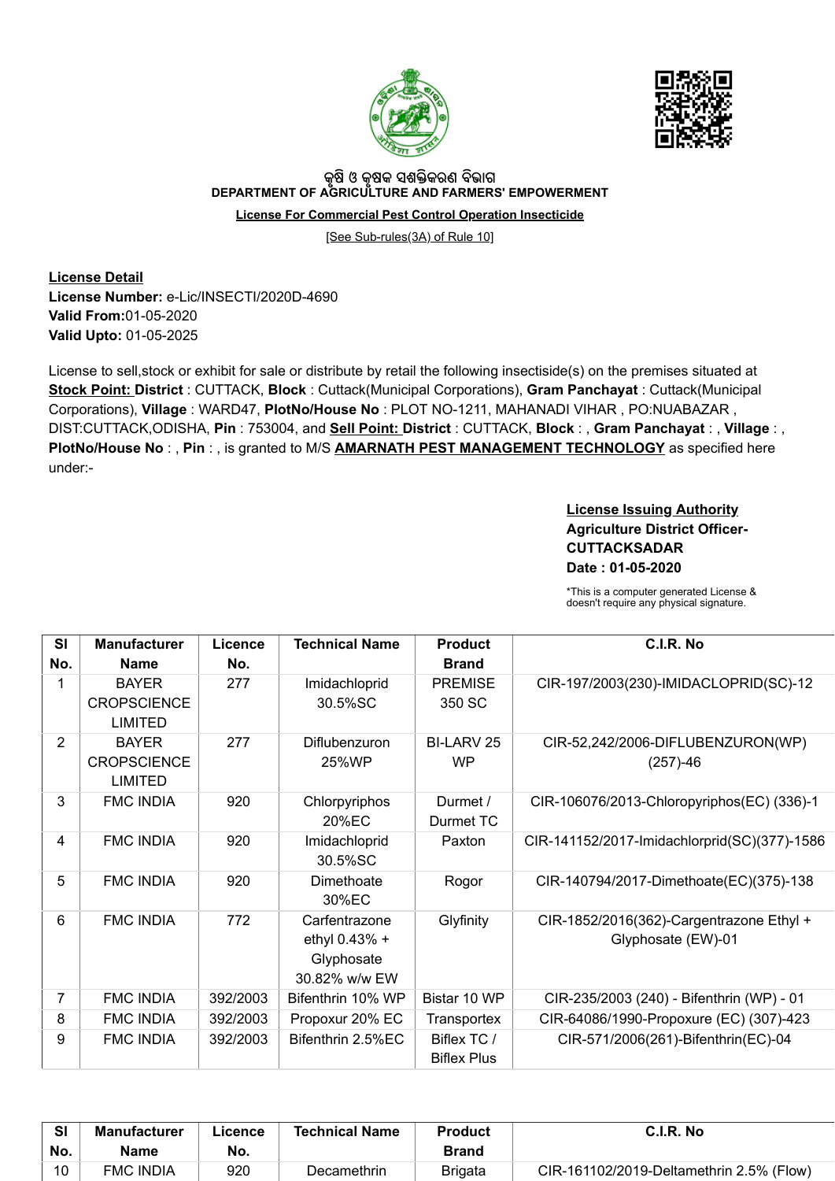କୃଷି ଓ କୃଷକ ସଶକ୍ତିକରଣ ବିଭାଗ

**DEPARTMENT OF AGRICULTURE AND FARMERS' EMPOWERMENT**

**License For Commercial Pest Control Operation Insecticide**

[See Sub-rules(3A) of Rule 10]

**License Detail**
**License Number:** e-Lic/INSECTI/2020D-4690
**Valid From:**01-05-2020
**Valid Upto:** 01-05-2025

License to sell,stock or exhibit for sale or distribute by retail the following insectiside(s) on the premises situated at **Stock Point: District** : CUTTACK, **Block** : Cuttack(Municipal Corporations), **Gram Panchayat** : Cuttack(Municipal Corporations), **Village** : WARD47, **PlotNo/House No** : PLOT NO-1211, MAHANADI VIHAR , PO:NUABAZAR , DIST:CUTTACK,ODISHA, **Pin** : 753004, and **Sell Point: District** : CUTTACK, **Block** : , **Gram Panchayat** : , **Village** : , **PlotNo/House No** : , **Pin** : , is granted to M/S **AMARNATH PEST MANAGEMENT TECHNOLOGY** as specified here under:-

**License Issuing Authority**
**Agriculture District Officer-CUTTACKSADAR**
**Date : 01-05-2020**

*This is a computer generated License & doesn't require any physical signature.

| Sl No. | Manufacturer Name | Licence No. | Technical Name | Product Brand | C.I.R. No |
|---|---|---|---|---|---|
| 1 | BAYER CROPSCIENCE LIMITED | 277 | Imidachloprid 30.5%SC | PREMISE 350 SC | CIR-197/2003(230)-IMIDACLOPRID(SC)-12 |
| 2 | BAYER CROPSCIENCE LIMITED | 277 | Diflubenzuron 25%WP | BI-LARV 25 WP | CIR-52,242/2006-DIFLUBENZURON(WP) (257)-46 |
| 3 | FMC INDIA | 920 | Chlorpyriphos 20%EC | Durmet / Durmet TC | CIR-106076/2013-Chloropyriphos(EC) (336)-1 |
| 4 | FMC INDIA | 920 | Imidachloprid 30.5%SC | Paxton | CIR-141152/2017-Imidachlorprid(SC)(377)-1586 |
| 5 | FMC INDIA | 920 | Dimethoate 30%EC | Rogor | CIR-140794/2017-Dimethoate(EC)(375)-138 |
| 6 | FMC INDIA | 772 | Carfentrazone ethyl 0.43% + Glyphosate 30.82% w/w EW | Glyfinity | CIR-1852/2016(362)-Cargentrazone Ethyl + Glyphosate (EW)-01 |
| 7 | FMC INDIA | 392/2003 | Bifenthrin 10% WP | Bistar 10 WP | CIR-235/2003 (240) - Bifenthrin (WP) - 01 |
| 8 | FMC INDIA | 392/2003 | Propoxur 20% EC | Transportex | CIR-64086/1990-Propoxure (EC) (307)-423 |
| 9 | FMC INDIA | 392/2003 | Bifenthrin 2.5%EC | Biflex TC / Biflex Plus | CIR-571/2006(261)-Bifenthrin(EC)-04 |
| 10 | FMC INDIA | 920 | Decamethrin | Brigata | CIR-161102/2019-Deltamethrin 2.5% (Flow) |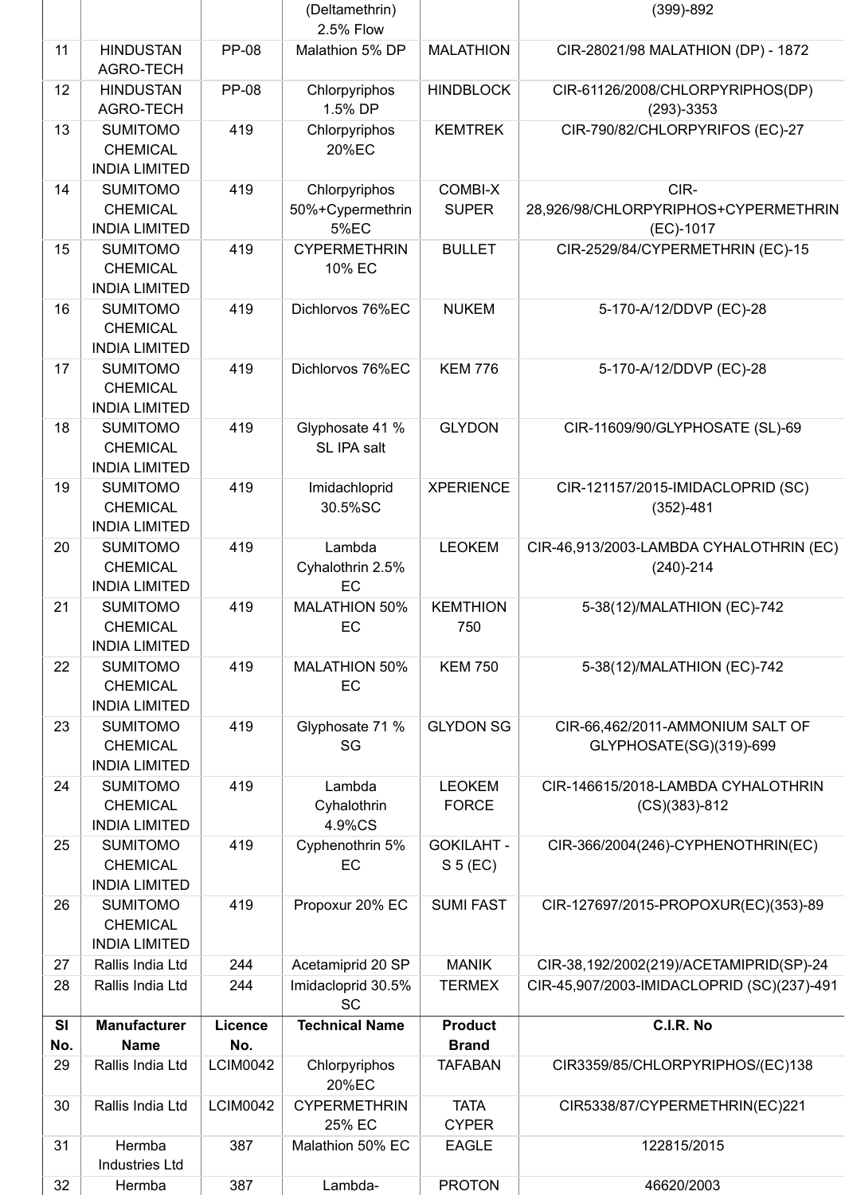| Sl No. | Manufacturer Name | Licence No. | Technical Name | Product Brand | C.I.R. No |
|---|---|---|---|---|---|
| | | | (Deltamethrin) 2.5% Flow | | (399)-892 |
| 11 | HINDUSTAN AGRO-TECH | PP-08 | Malathion 5% DP | MALATHION | CIR-28021/98 MALATHION (DP) - 1872 |
| 12 | HINDUSTAN AGRO-TECH | PP-08 | Chlorpyriphos 1.5% DP | HINDBLOCK | CIR-61126/2008/CHLORPYRIPHOS(DP) (293)-3353 |
| 13 | SUMITOMO CHEMICAL INDIA LIMITED | 419 | Chlorpyriphos 20%EC | KEMTREK | CIR-790/82/CHLORPYRIFOS (EC)-27 |
| 14 | SUMITOMO CHEMICAL INDIA LIMITED | 419 | Chlorpyriphos 50%+Cypermethrin 5%EC | COMBI-X SUPER | CIR-28,926/98/CHLORPYRIPHOS+CYPERMETHRIN (EC)-1017 |
| 15 | SUMITOMO CHEMICAL INDIA LIMITED | 419 | CYPERMETHRIN 10% EC | BULLET | CIR-2529/84/CYPERMETHRIN (EC)-15 |
| 16 | SUMITOMO CHEMICAL INDIA LIMITED | 419 | Dichlorvos 76%EC | NUKEM | 5-170-A/12/DDVP (EC)-28 |
| 17 | SUMITOMO CHEMICAL INDIA LIMITED | 419 | Dichlorvos 76%EC | KEM 776 | 5-170-A/12/DDVP (EC)-28 |
| 18 | SUMITOMO CHEMICAL INDIA LIMITED | 419 | Glyphosate 41 % SL IPA salt | GLYDON | CIR-11609/90/GLYPHOSATE (SL)-69 |
| 19 | SUMITOMO CHEMICAL INDIA LIMITED | 419 | Imidachloprid 30.5%SC | XPERIENCE | CIR-121157/2015-IMIDACLOPRID (SC) (352)-481 |
| 20 | SUMITOMO CHEMICAL INDIA LIMITED | 419 | Lambda Cyhalothrin 2.5% EC | LEOKEM | CIR-46,913/2003-LAMBDA CYHALOTHRIN (EC) (240)-214 |
| 21 | SUMITOMO CHEMICAL INDIA LIMITED | 419 | MALATHION 50% EC | KEMTHION 750 | 5-38(12)/MALATHION (EC)-742 |
| 22 | SUMITOMO CHEMICAL INDIA LIMITED | 419 | MALATHION 50% EC | KEM 750 | 5-38(12)/MALATHION (EC)-742 |
| 23 | SUMITOMO CHEMICAL INDIA LIMITED | 419 | Glyphosate 71 % SG | GLYDON SG | CIR-66,462/2011-AMMONIUM SALT OF GLYPHOSATE(SG)(319)-699 |
| 24 | SUMITOMO CHEMICAL INDIA LIMITED | 419 | Lambda Cyhalothrin 4.9%CS | LEOKEM FORCE | CIR-146615/2018-LAMBDA CYHALOTHRIN (CS)(383)-812 |
| 25 | SUMITOMO CHEMICAL INDIA LIMITED | 419 | Cyphenothrin 5% EC | GOKILAHT - S 5 (EC) | CIR-366/2004(246)-CYPHENOTHRIN(EC) |
| 26 | SUMITOMO CHEMICAL INDIA LIMITED | 419 | Propoxur 20% EC | SUMI FAST | CIR-127697/2015-PROPOXUR(EC)(353)-89 |
| 27 | Rallis India Ltd | 244 | Acetamiprid 20 SP | MANIK | CIR-38,192/2002(219)/ACETAMIPRID(SP)-24 |
| 28 | Rallis India Ltd | 244 | Imidacloprid 30.5% SC | TERMEX | CIR-45,907/2003-IMIDACLOPRID (SC)(237)-491 |
| 29 | Rallis India Ltd | LCIM0042 | Chlorpyriphos 20%EC | TAFABAN | CIR3359/85/CHLORPYRIPHOS/(EC)138 |
| 30 | Rallis India Ltd | LCIM0042 | CYPERMETHRIN 25% EC | TATA CYPER | CIR5338/87/CYPERMETHRIN(EC)221 |
| 31 | Hermba Industries Ltd | 387 | Malathion 50% EC | EAGLE | 122815/2015 |
| 32 | Hermba | 387 | Lambda- | PROTON | 46620/2003 |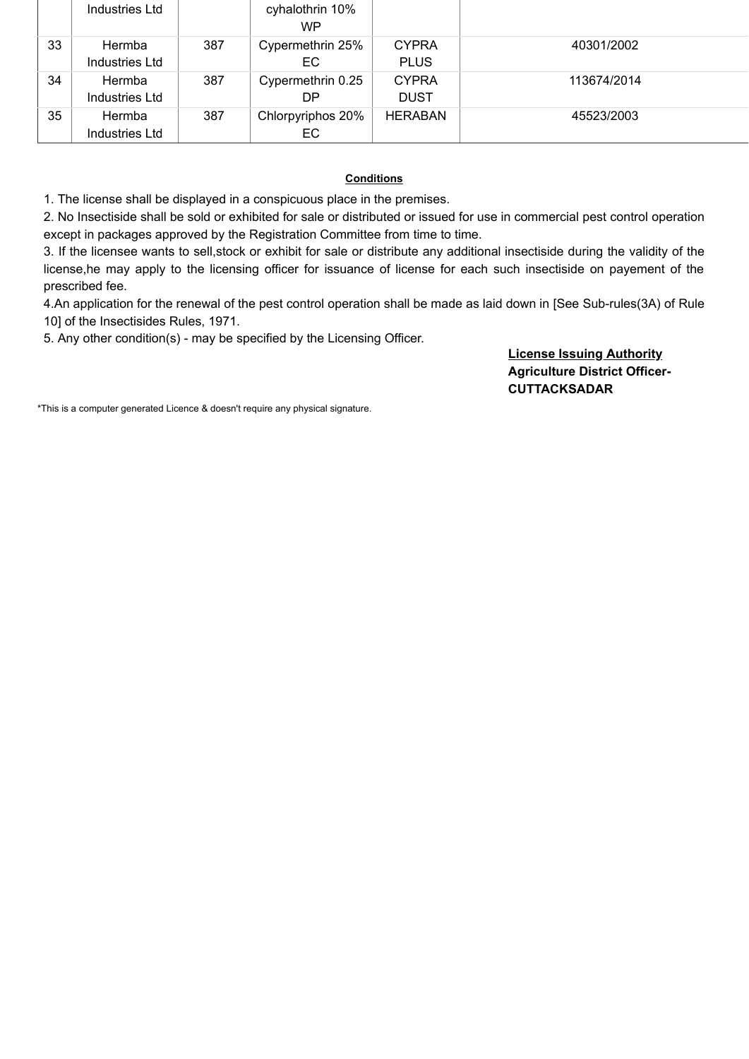| | | | | | |
|---|---|---|---|---|---|
| | Industries Ltd | | cyhalothrin 10% WP | | |
| 33 | Hermba Industries Ltd | 387 | Cypermethrin 25% EC | CYPRA PLUS | 40301/2002 |
| 34 | Hermba Industries Ltd | 387 | Cypermethrin 0.25 DP | CYPRA DUST | 113674/2014 |
| 35 | Hermba Industries Ltd | 387 | Chlorpyriphos 20% EC | HERABAN | 45523/2003 |

**Conditions**

1. The license shall be displayed in a conspicuous place in the premises.
2. No Insectiside shall be sold or exhibited for sale or distributed or issued for use in commercial pest control operation except in packages approved by the Registration Committee from time to time.
3. If the licensee wants to sell,stock or exhibit for sale or distribute any additional insectiside during the validity of the license,he may apply to the licensing officer for issuance of license for each such insectiside on payement of the prescribed fee.
4. An application for the renewal of the pest control operation shall be made as laid down in [See Sub-rules(3A) of Rule 10] of the Insectisides Rules, 1971.
5. Any other condition(s) - may be specified by the Licensing Officer.

**License Issuing Authority**
**Agriculture District Officer-CUTTACKSADAR**

*This is a computer generated Licence & doesn't require any physical signature.